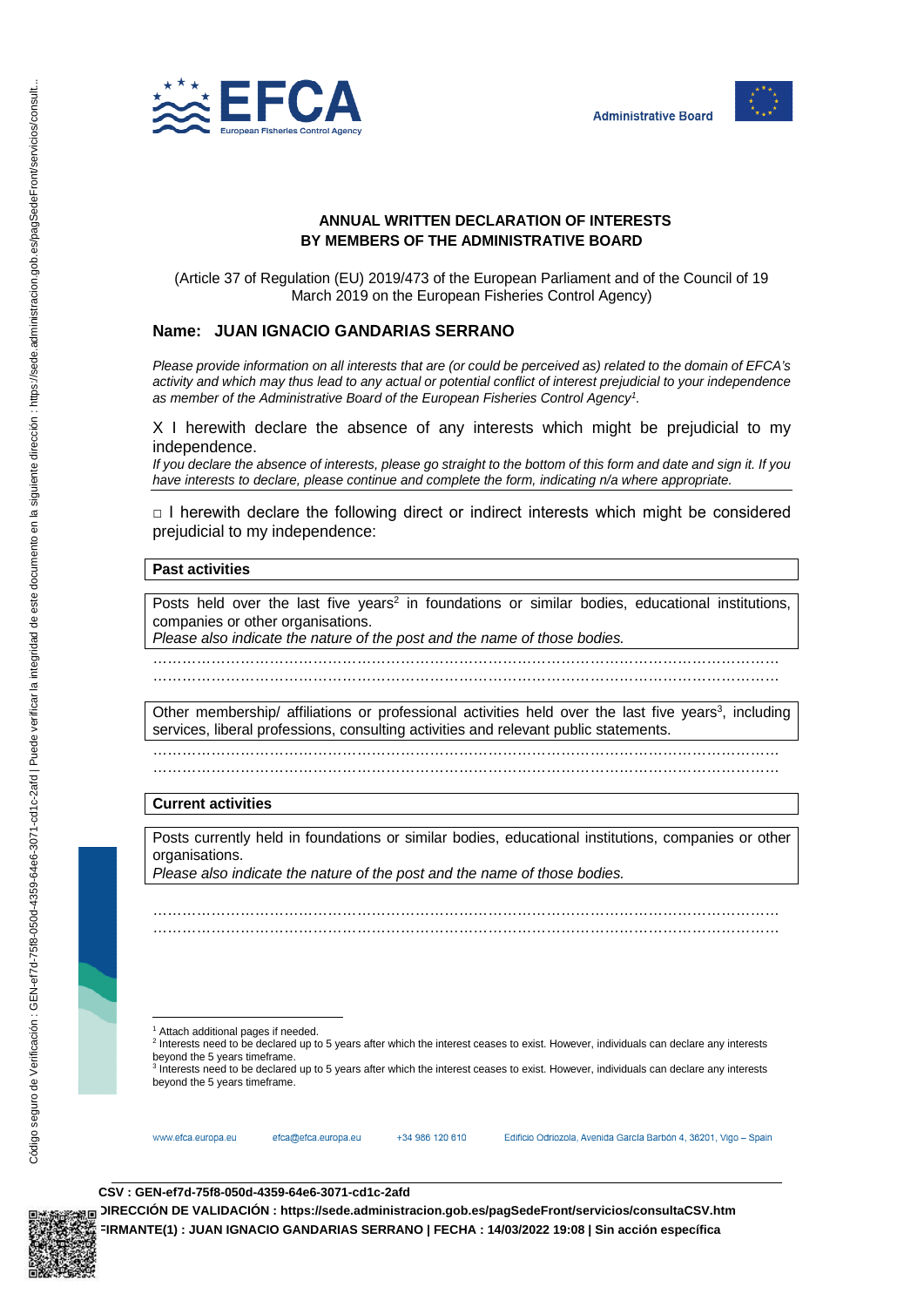Administrative Board

## ANNUAL WRITTEN DECLARATION OF INTERESTS BY MEMBERS OF THE ADMINISTRATIVE BOARD

(Article 37 of Regulation (EU) 2019/473 of the European Parliament and of the Council of 19 March 2019 on the European Fisheries Control Agency)

**Name: JUAN IGNACIO GANDARIAS SERRANO**

*Please provide information on all interests that are (or could be perceived as) related to the domain of EFCA's activity and which may thus lead to any actual or potential conflict of interest prejudicial to your independence as member of the Administrative Board of the European Fisheries Control Agency[1].*

X I herewith declare the absence of any interests which might be prejudicial to my independence.

*If you declare the absence of interests, please go straight to the bottom of this form and date and sign it. If you have interests to declare, please continue and complete the form, indicating n/a where appropriate.*

□ I herewith declare the following direct or indirect interests which might be considered prejudicial to my independence:

**Past activities**

Posts held over the last five years[2] in foundations or similar bodies, educational institutions, companies or other organisations.
*Please also indicate the nature of the post and the name of those bodies.*

…………………………………………………………………………………………………………
…………………………………………………………………………………………………………

Other membership/ affiliations or professional activities held over the last five years[3], including services, liberal professions, consulting activities and relevant public statements.

…………………………………………………………………………………………………………
…………………………………………………………………………………………………………

**Current activities**

Posts currently held in foundations or similar bodies, educational institutions, companies or other organisations.
*Please also indicate the nature of the post and the name of those bodies.*

…………………………………………………………………………………………………………
…………………………………………………………………………………………………………

[1] Attach additional pages if needed.
[2] Interests need to be declared up to 5 years after which the interest ceases to exist. However, individuals can declare any interests beyond the 5 years timeframe.
[3] Interests need to be declared up to 5 years after which the interest ceases to exist. However, individuals can declare any interests beyond the 5 years timeframe.

www.efca.europa.eu efca@efca.europa.eu +34 986 120 610 Edificio Odriozola, Avenida García Barbón 4, 36201, Vigo – Spain

CSV : GEN-ef7d-75f8-050d-4359-64e6-3071-cd1c-2afd
DIRECCIÓN DE VALIDACIÓN : https://sede.administracion.gob.es/pagSedeFront/servicios/consultaCSV.htm
FIRMANTE(1) : JUAN IGNACIO GANDARIAS SERRANO | FECHA : 14/03/2022 19:08 | Sin acción específica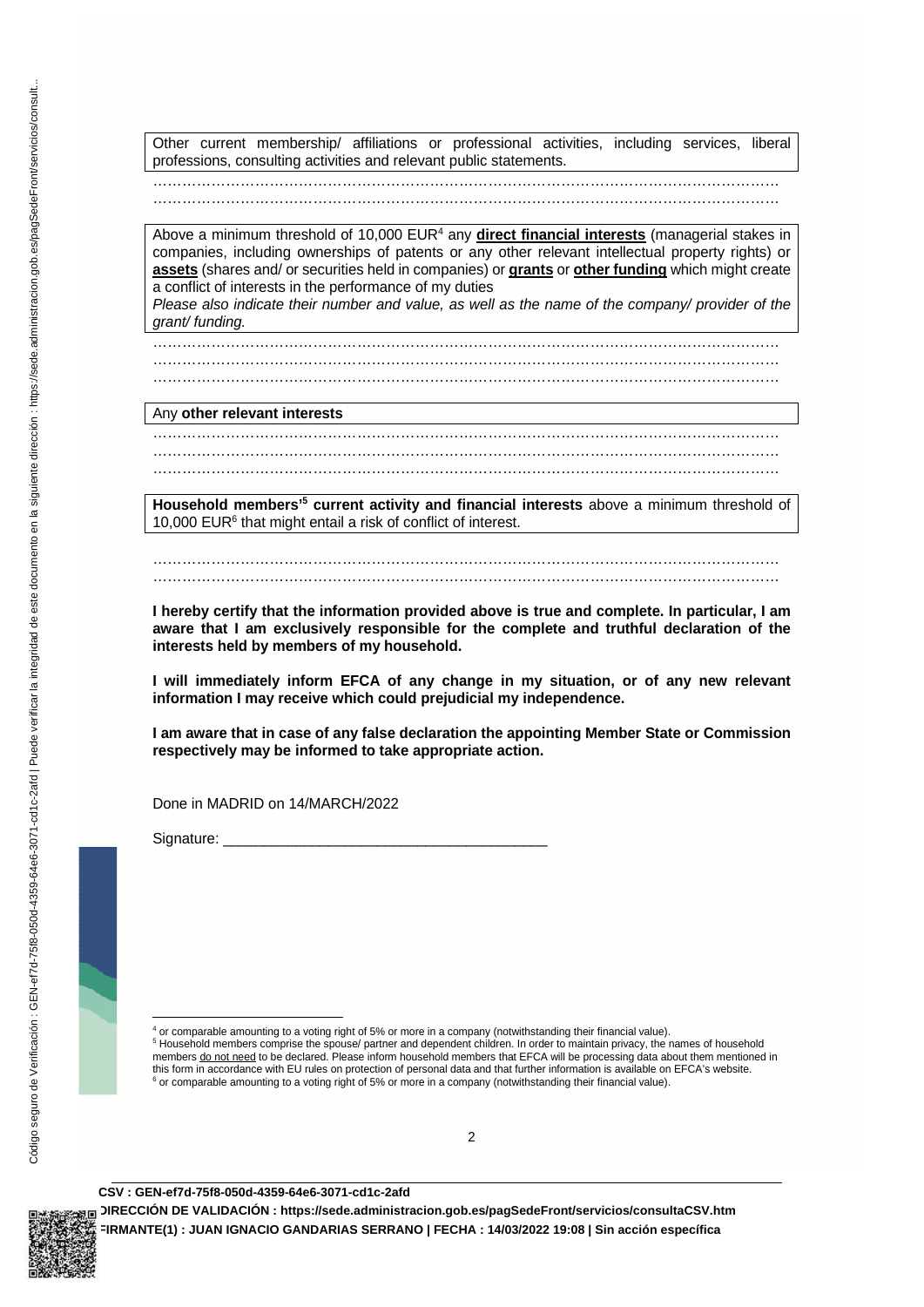Other current membership/ affiliations or professional activities, including services, liberal professions, consulting activities and relevant public statements.

……………………………………………………………………………………………………………………
……………………………………………………………………………………………………………………

Above a minimum threshold of 10,000 EUR[4] any **direct financial interests** (managerial stakes in companies, including ownerships of patents or any other relevant intellectual property rights) or **assets** (shares and/ or securities held in companies) or **grants** or **other funding** which might create a conflict of interests in the performance of my duties

*Please also indicate their number and value, as well as the name of the company/ provider of the grant/ funding.*

……………………………………………………………………………………………………………………
……………………………………………………………………………………………………………………
……………………………………………………………………………………………………………………

Any **other relevant interests**

……………………………………………………………………………………………………………………
……………………………………………………………………………………………………………………
……………………………………………………………………………………………………………………

**Household members'[5] current activity and financial interests** above a minimum threshold of 10,000 EUR[6] that might entail a risk of conflict of interest.

……………………………………………………………………………………………………………………
……………………………………………………………………………………………………………………

**I hereby certify that the information provided above is true and complete. In particular, I am aware that I am exclusively responsible for the complete and truthful declaration of the interests held by members of my household.**

**I will immediately inform EFCA of any change in my situation, or of any new relevant information I may receive which could prejudicial my independence.**

**I am aware that in case of any false declaration the appointing Member State or Commission respectively may be informed to take appropriate action.**

Done in MADRID on 14/MARCH/2022

Signature: _______________________________________

[4] or comparable amounting to a voting right of 5% or more in a company (notwithstanding their financial value).

[5] Household members comprise the spouse/ partner and dependent children. In order to maintain privacy, the names of household members do not need to be declared. Please inform household members that EFCA will be processing data about them mentioned in this form in accordance with EU rules on protection of personal data and that further information is available on EFCA's website.

[6] or comparable amounting to a voting right of 5% or more in a company (notwithstanding their financial value).

**CSV : GEN-ef7d-75f8-050d-4359-64e6-3071-cd1c-2afd**

**DIRECCIÓN DE VALIDACIÓN : https://sede.administracion.gob.es/pagSedeFront/servicios/consultaCSV.htm**

**FIRMANTE(1) : JUAN IGNACIO GANDARIAS SERRANO | FECHA : 14/03/2022 19:08 | Sin acción específica**